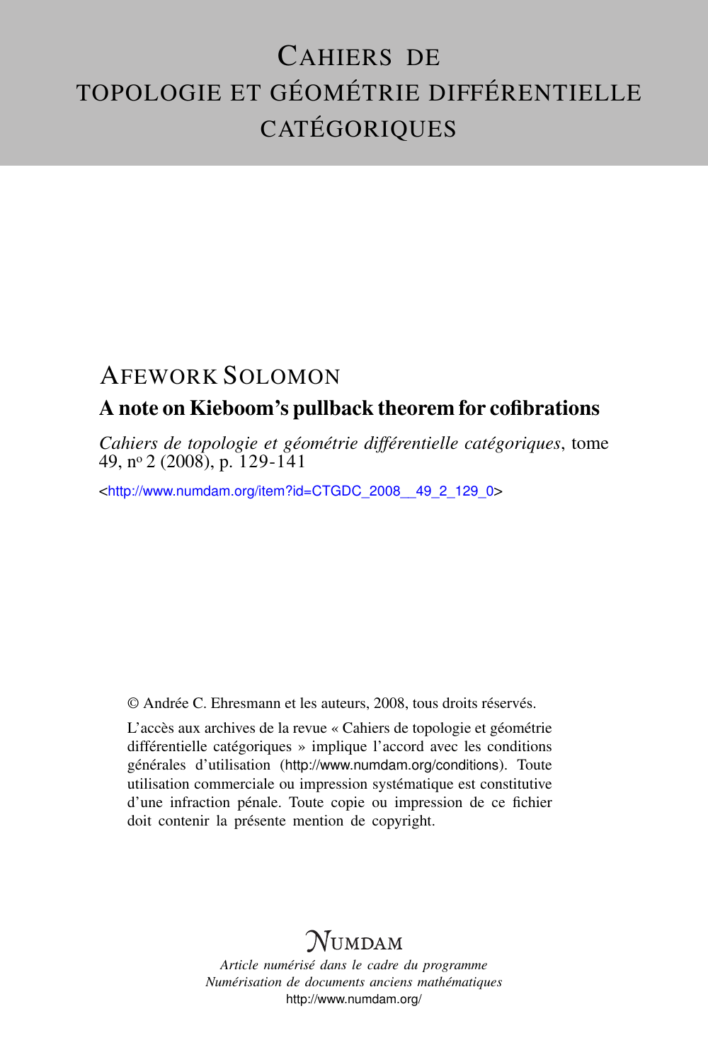# Cahiers de topologie et géométrie différentielle catégoriques

## Afework Solomon

### A note on Kieboom's pullback theorem for cofibrations

*Cahiers de topologie et géométrie différentielle catégoriques*, tome 49, n° 2 (2008), p. 129-141

<http://www.numdam.org/item?id=CTGDC_2008__49_2_129_0>

© Andrée C. Ehresmann et les auteurs, 2008, tous droits réservés.

L'accès aux archives de la revue « Cahiers de topologie et géométrie différentielle catégoriques » implique l'accord avec les conditions générales d'utilisation (http://www.numdam.org/conditions). Toute utilisation commerciale ou impression systématique est constitutive d'une infraction pénale. Toute copie ou impression de ce fichier doit contenir la présente mention de copyright.

NUMDAM

*Article numérisé dans le cadre du programme*
*Numérisation de documents anciens mathématiques*
http://www.numdam.org/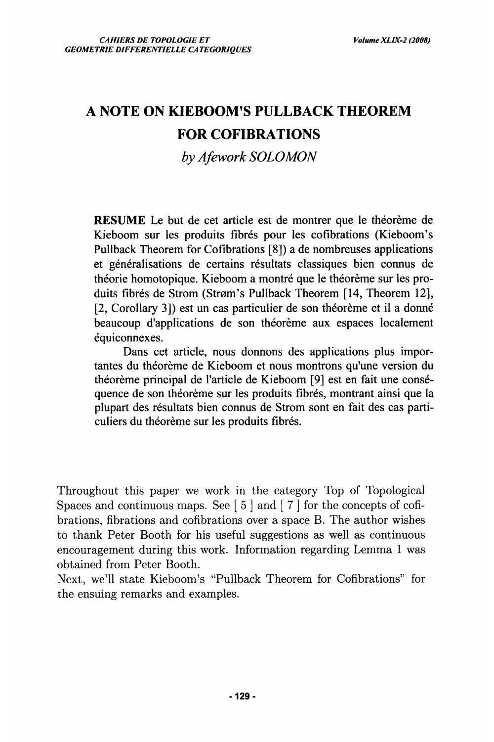# A NOTE ON KIEBOOM'S PULLBACK THEOREM FOR COFIBRATIONS

*by Afework SOLOMON*

**RESUME** Le but de cet article est de montrer que le théorème de Kieboom sur les produits fibrés pour les cofibrations (Kieboom's Pullback Theorem for Cofibrations [8]) a de nombreuses applications et généralisations de certains résultats classiques bien connus de théorie homotopique. Kieboom a montré que le théorème sur les produits fibrés de Strom (Strøm's Pullback Theorem [14, Theorem 12], [2, Corollary 3]) est un cas particulier de son théorème et il a donné beaucoup d'applications de son théorème aux espaces localement équiconnexes.

Dans cet article, nous donnons des applications plus importantes du théorème de Kieboom et nous montrons qu'une version du théorème principal de l'article de Kieboom [9] est en fait une conséquence de son théorème sur les produits fibrés, montrant ainsi que la plupart des résultats bien connus de Strom sont en fait des cas particuliers du théorème sur les produits fibrés.

Throughout this paper we work in the category Top of Topological Spaces and continuous maps. See [ 5 ] and [ 7 ] for the concepts of cofibrations, fibrations and cofibrations over a space B. The author wishes to thank Peter Booth for his useful suggestions as well as continuous encouragement during this work. Information regarding Lemma 1 was obtained from Peter Booth.

Next, we'll state Kieboom's "Pullback Theorem for Cofibrations" for the ensuing remarks and examples.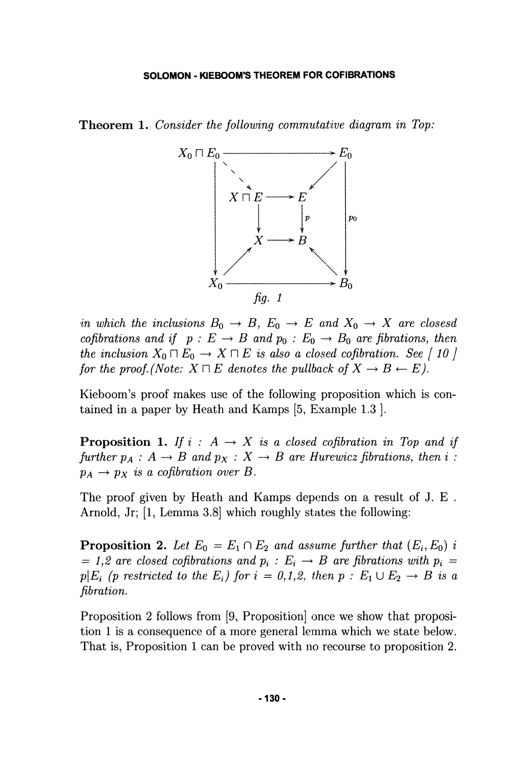**Theorem 1.** *Consider the following commutative diagram in Top:*

$$
\begin{array}{ccccccc}
X_0 \sqcap E_0 & & & \longrightarrow & & & E_0 \\
\downarrow & \searrow & & & & \swarrow & \downarrow \\
 & & X \sqcap E & \longrightarrow & E & & \\
 & & \downarrow & & \downarrow p & & \downarrow p_0 \\
 & & X & \longrightarrow & B & & \\
 & \nearrow & & & & \nwarrow & \\
X_0 & & & \longrightarrow & & & B_0
\end{array}
$$

fig. 1

*in which the inclusions $B_0 \to B$, $E_0 \to E$ and $X_0 \to X$ are closesd cofibrations and if $p : E \to B$ and $p_0 : E_0 \to B_0$ are fibrations, then the inclusion $X_0 \sqcap E_0 \to X \sqcap E$ is also a closed cofibration. See [ 10 ] for the proof.(Note: $X \sqcap E$ denotes the pullback of $X \to B \leftarrow E$).*

Kieboom's proof makes use of the following proposition which is contained in a paper by Heath and Kamps [5, Example 1.3 ].

**Proposition 1.** *If $i : A \to X$ is a closed cofibration in Top and if further $p_A : A \to B$ and $p_X : X \to B$ are Hurewicz fibrations, then $i : p_A \to p_X$ is a cofibration over $B$.*

The proof given by Heath and Kamps depends on a result of J. E . Arnold, Jr; [1, Lemma 3.8] which roughly states the following:

**Proposition 2.** *Let $E_0 = E_1 \cap E_2$ and assume further that $(E_i, E_0)$ $i = 1,2$ are closed cofibrations and $p_i : E_i \to B$ are fibrations with $p_i = p|E_i$ ($p$ restricted to the $E_i$) for $i = 0,1,2$, then $p : E_1 \cup E_2 \to B$ is a fibration.*

Proposition 2 follows from [9, Proposition] once we show that proposition 1 is a consequence of a more general lemma which we state below. That is, Proposition 1 can be proved with no recourse to proposition 2.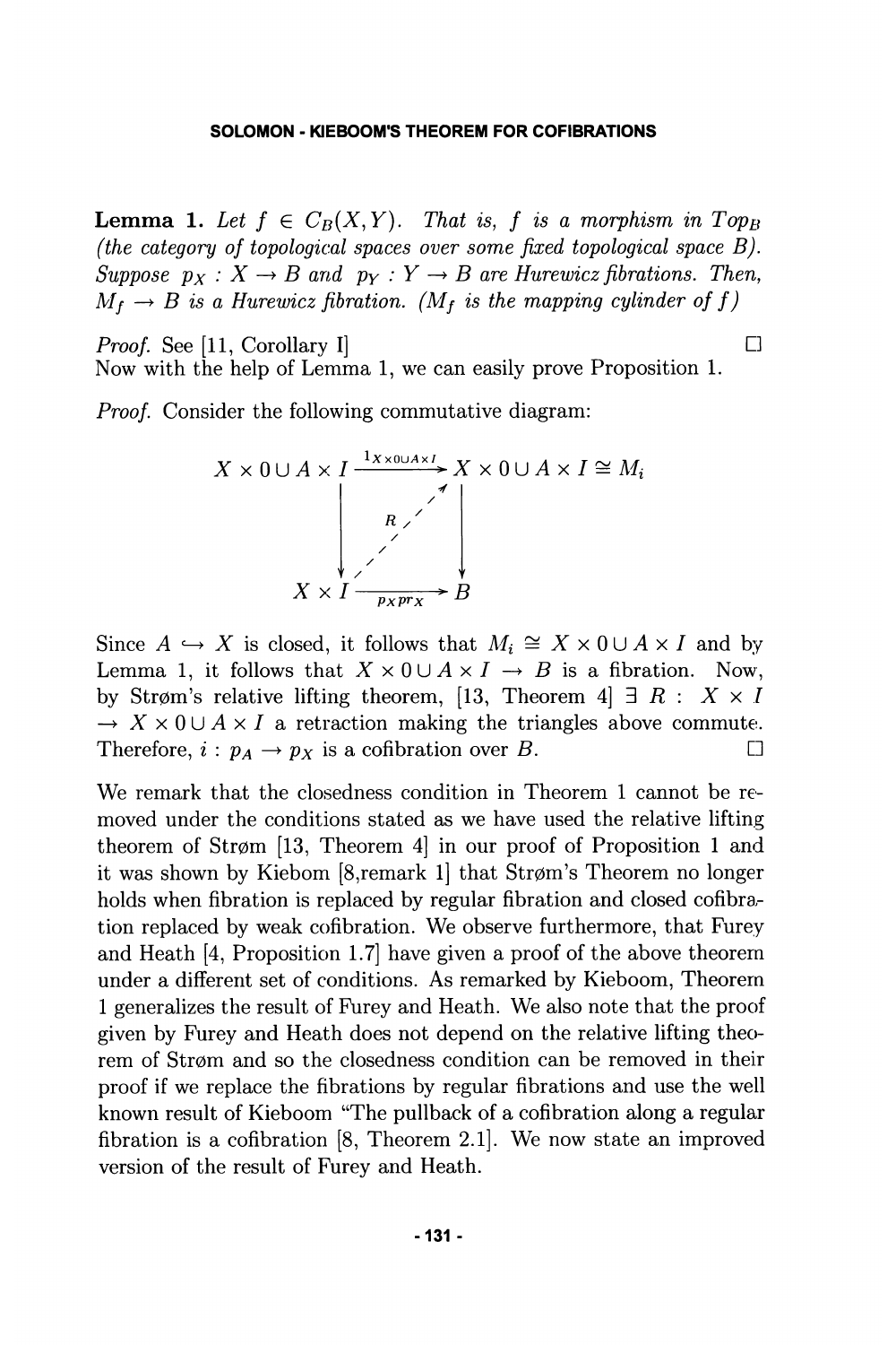**Lemma 1.** *Let $f \in C_B(X,Y)$. That is, $f$ is a morphism in $Top_B$ (the category of topological spaces over some fixed topological space $B$). Suppose $p_X : X \to B$ and $p_Y : Y \to B$ are Hurewicz fibrations. Then, $M_f \to B$ is a Hurewicz fibration. ($M_f$ is the mapping cylinder of $f$)*

*Proof.* See [11, Corollary I] $\square$

Now with the help of Lemma 1, we can easily prove Proposition 1.

*Proof.* Consider the following commutative diagram:

$$\begin{array}{ccc} X \times 0 \cup A \times I & \xrightarrow{1_{X \times 0 \cup A \times I}} & X \times 0 \cup A \times I \cong M_i \\ \big\downarrow & \overset{R}{\nearrow} & \big\downarrow \\ X \times I & \xrightarrow[p_X pr_X]{} & B \end{array}$$

Since $A \hookrightarrow X$ is closed, it follows that $M_i \cong X \times 0 \cup A \times I$ and by Lemma 1, it follows that $X \times 0 \cup A \times I \to B$ is a fibration. Now, by Strøm's relative lifting theorem, [13, Theorem 4] $\exists\ R : X \times I \to X \times 0 \cup A \times I$ a retraction making the triangles above commute. Therefore, $i : p_A \to p_X$ is a cofibration over $B$. $\square$

We remark that the closedness condition in Theorem 1 cannot be removed under the conditions stated as we have used the relative lifting theorem of Strøm [13, Theorem 4] in our proof of Proposition 1 and it was shown by Kiebom [8,remark 1] that Strøm's Theorem no longer holds when fibration is replaced by regular fibration and closed cofibration replaced by weak cofibration. We observe furthermore, that Furey and Heath [4, Proposition 1.7] have given a proof of the above theorem under a different set of conditions. As remarked by Kieboom, Theorem 1 generalizes the result of Furey and Heath. We also note that the proof given by Furey and Heath does not depend on the relative lifting theorem of Strøm and so the closedness condition can be removed in their proof if we replace the fibrations by regular fibrations and use the well known result of Kieboom "The pullback of a cofibration along a regular fibration is a cofibration [8, Theorem 2.1]. We now state an improved version of the result of Furey and Heath.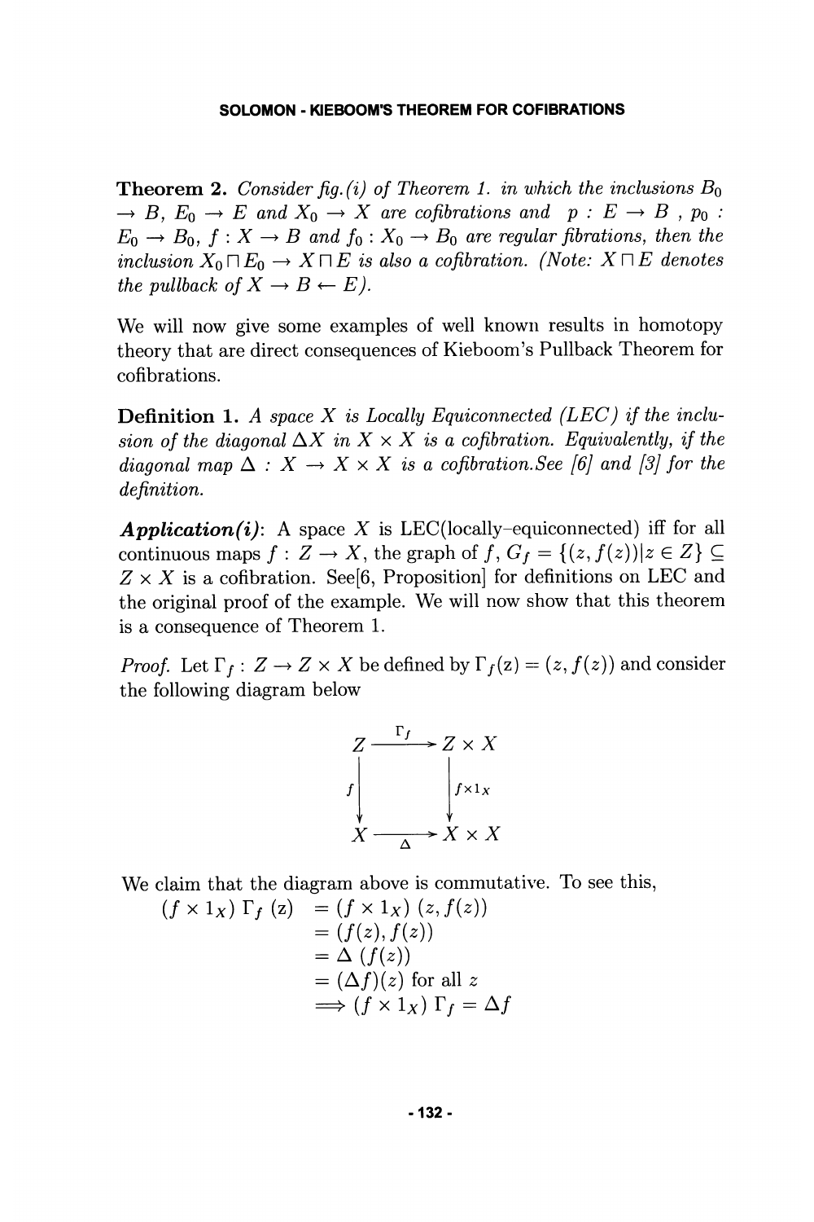**Theorem 2.** *Consider fig.(i) of Theorem 1. in which the inclusions $B_0 \to B$, $E_0 \to E$ and $X_0 \to X$ are cofibrations and $p : E \to B$ , $p_0 : E_0 \to B_0$, $f : X \to B$ and $f_0 : X_0 \to B_0$ are regular fibrations, then the inclusion $X_0 \sqcap E_0 \to X \sqcap E$ is also a cofibration. (Note: $X \sqcap E$ denotes the pullback of $X \to B \leftarrow E$).*

We will now give some examples of well known results in homotopy theory that are direct consequences of Kieboom's Pullback Theorem for cofibrations.

**Definition 1.** *A space $X$ is Locally Equiconnected (LEC) if the inclusion of the diagonal $\Delta X$ in $X \times X$ is a cofibration. Equivalently, if the diagonal map $\Delta : X \to X \times X$ is a cofibration.See [6] and [3] for the definition.*

***Application(i)***: A space $X$ is LEC(locally-equiconnected) iff for all continuous maps $f : Z \to X$, the graph of $f$, $G_f = \{(z, f(z)) | z \in Z\} \subseteq Z \times X$ is a cofibration. See[6, Proposition] for definitions on LEC and the original proof of the example. We will now show that this theorem is a consequence of Theorem 1.

*Proof.* Let $\Gamma_f : Z \to Z \times X$ be defined by $\Gamma_f(z) = (z, f(z))$ and consider the following diagram below

$$\begin{array}{ccc} Z & \xrightarrow{\Gamma_f} & Z \times X \\ {\scriptstyle f}\downarrow & & \downarrow{\scriptstyle f \times 1_X} \\ X & \xrightarrow[\Delta]{} & X \times X \end{array}$$

We claim that the diagram above is commutative. To see this,

$$\begin{aligned} (f \times 1_X)\, \Gamma_f\, (z) &= (f \times 1_X)\, (z, f(z)) \\ &= (f(z), f(z)) \\ &= \Delta\, (f(z)) \\ &= (\Delta f)(z) \text{ for all } z \\ &\Longrightarrow (f \times 1_X)\, \Gamma_f = \Delta f \end{aligned}$$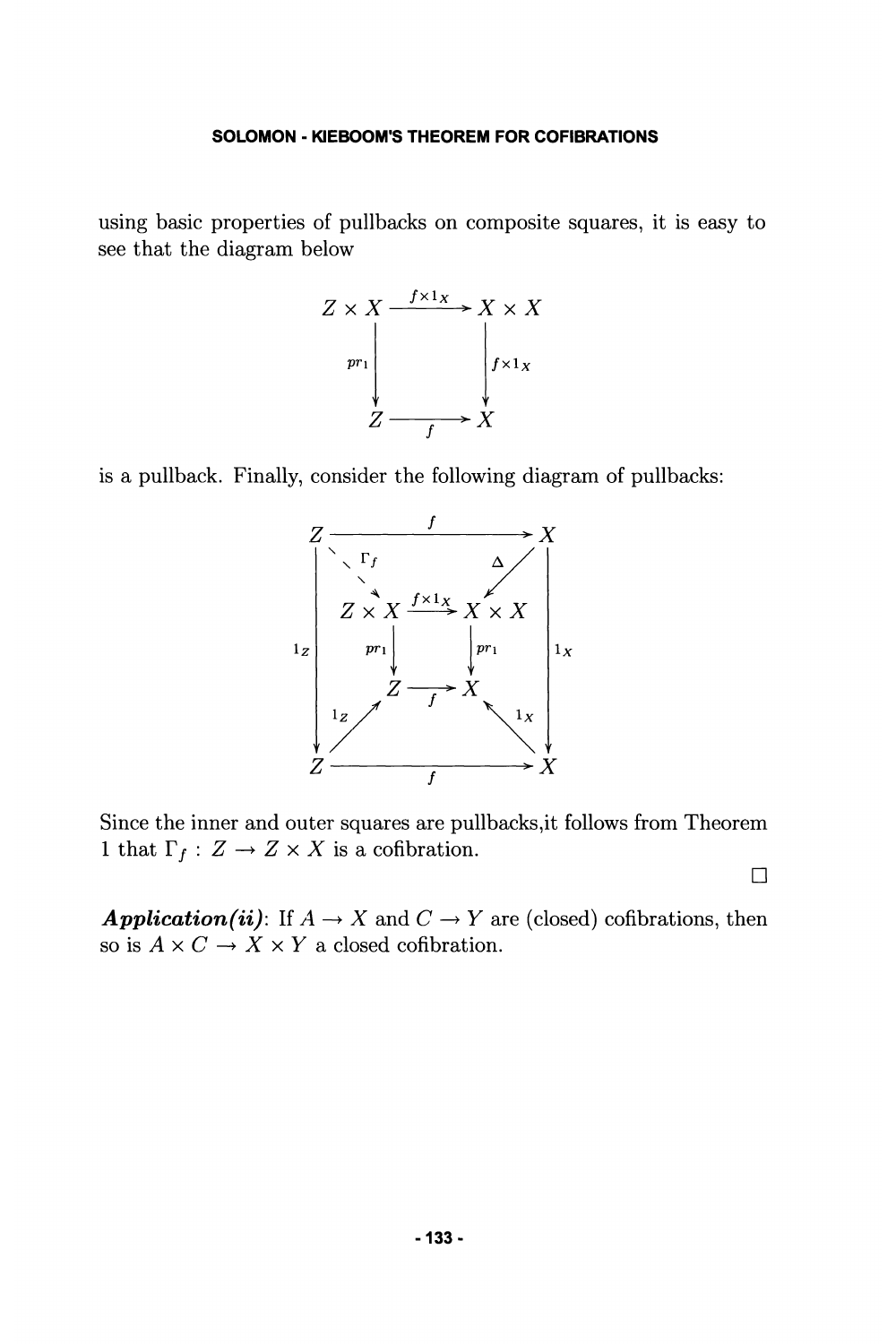using basic properties of pullbacks on composite squares, it is easy to see that the diagram below

$$
\begin{array}{ccc}
Z \times X & \xrightarrow{f \times 1_X} & X \times X \\
{\scriptstyle pr_1} \downarrow & & \downarrow {\scriptstyle f \times 1_X} \\
Z & \xrightarrow[f]{} & X
\end{array}
$$

is a pullback. Finally, consider the following diagram of pullbacks:

$$
\begin{array}{ccccccc}
Z & & & \xrightarrow{\quad f \quad} & & & X \\
 & \searrow^{\Gamma_f} & & & & \swarrow^{\Delta} & \\
 & & Z \times X & \xrightarrow{f \times 1_X} & X \times X & & \\
{\scriptstyle 1_Z} \downarrow & & {\scriptstyle pr_1} \downarrow & & \downarrow {\scriptstyle pr_1} & & \downarrow {\scriptstyle 1_X} \\
 & & Z & \xrightarrow[f]{} & X & & \\
 & \nearrow^{1_Z} & & & & \nwarrow^{1_X} & \\
Z & & & \xrightarrow[\quad f \quad]{} & & & X
\end{array}
$$

Since the inner and outer squares are pullbacks,it follows from Theorem 1 that $\Gamma_f : Z \to Z \times X$ is a cofibration.

□

***Application(ii)***: If $A \to X$ and $C \to Y$ are (closed) cofibrations, then so is $A \times C \to X \times Y$ a closed cofibration.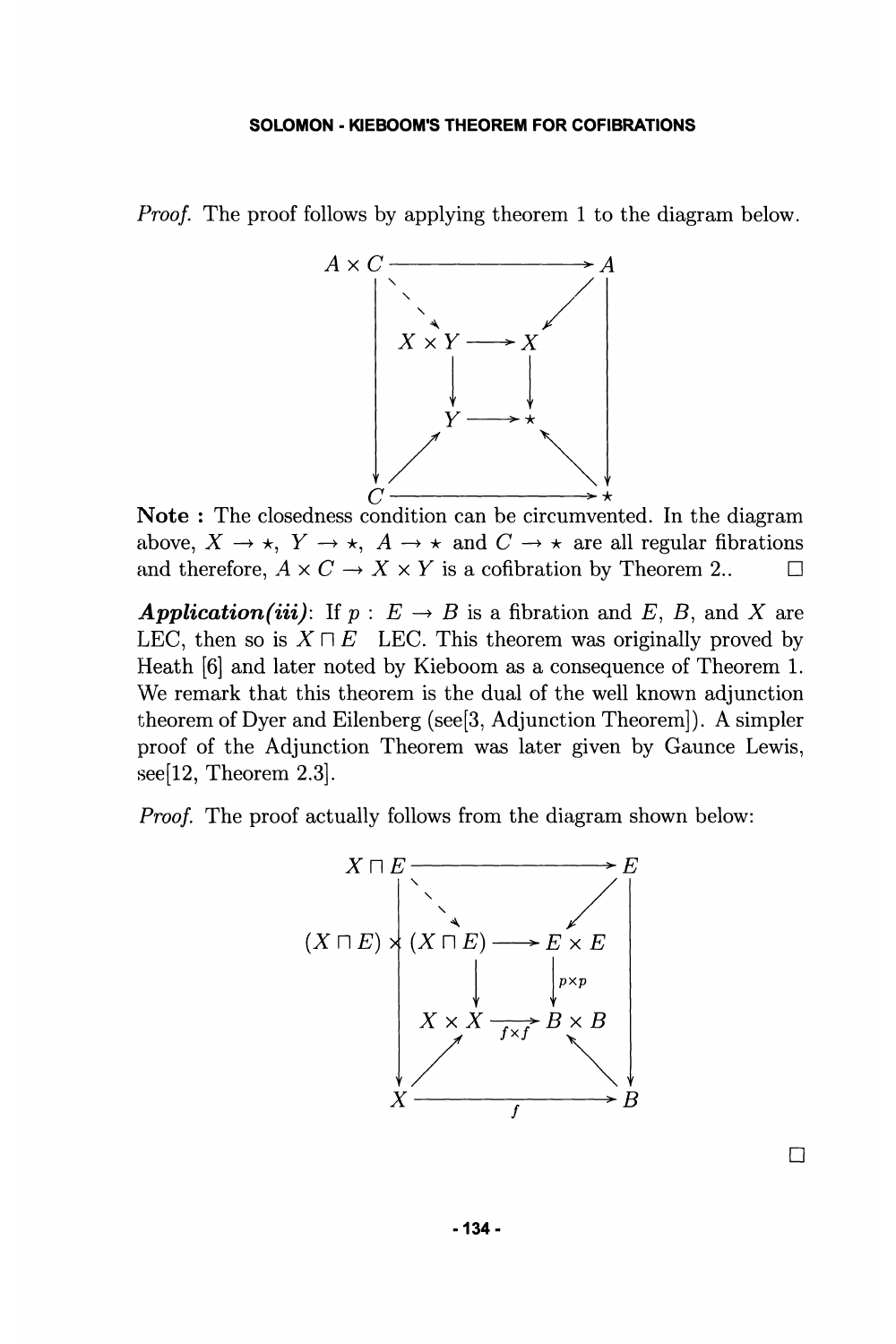*Proof.* The proof follows by applying theorem 1 to the diagram below.

$$
\begin{array}{ccccc}
A \times C & & \longrightarrow & & A \\
| & \searrow & & \swarrow & | \\
| & X \times Y & \longrightarrow & X & | \\
| & \downarrow & & \downarrow & | \\
| & Y & \longrightarrow & \star & | \\
\downarrow & \nearrow & & \nwarrow & \downarrow \\
C & & \longrightarrow & & \star
\end{array}
$$

**Note :** The closedness condition can be circumvented. In the diagram above, $X \to \star$, $Y \to \star$, $A \to \star$ and $C \to \star$ are all regular fibrations and therefore, $A \times C \to X \times Y$ is a cofibration by Theorem 2.. □

***Application(iii)***: If $p : E \to B$ is a fibration and $E$, $B$, and $X$ are LEC, then so is $X \sqcap E$ LEC. This theorem was originally proved by Heath [6] and later noted by Kieboom as a consequence of Theorem 1. We remark that this theorem is the dual of the well known adjunction theorem of Dyer and Eilenberg (see[3, Adjunction Theorem]). A simpler proof of the Adjunction Theorem was later given by Gaunce Lewis, see[12, Theorem 2.3].

*Proof.* The proof actually follows from the diagram shown below:

$$
\begin{array}{ccccc}
X \sqcap E & & \longrightarrow & & E \\
| & \searrow & & \swarrow & | \\
| & (X \sqcap E) \times (X \sqcap E) & \longrightarrow & E \times E & | \\
| & \downarrow & & \downarrow{\scriptstyle p \times p} & | \\
| & X \times X & \xrightarrow{f \times f} & B \times B & | \\
\downarrow & \nearrow & & \nwarrow & \downarrow \\
X & & \xrightarrow{f} & & B
\end{array}
$$

□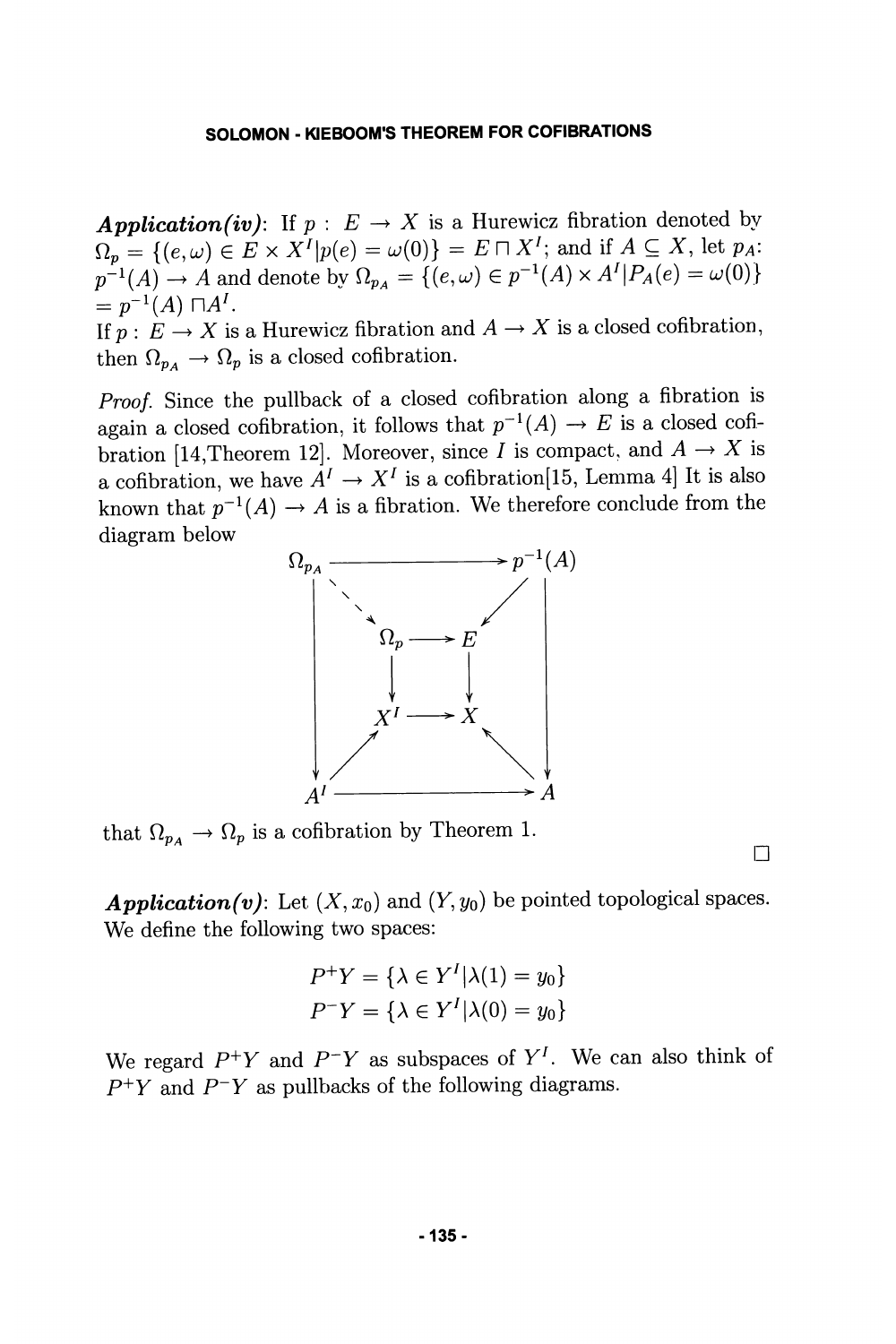***Application(iv)***: If $p : E \to X$ is a Hurewicz fibration denoted by $\Omega_p = \{(e, \omega) \in E \times X^I | p(e) = \omega(0)\} = E \sqcap X^I$; and if $A \subseteq X$, let $p_A$: $p^{-1}(A) \to A$ and denote by $\Omega_{p_A} = \{(e, \omega) \in p^{-1}(A) \times A^I | P_A(e) = \omega(0)\}$ $= p^{-1}(A) \sqcap A^I$.

If $p : E \to X$ is a Hurewicz fibration and $A \to X$ is a closed cofibration, then $\Omega_{p_A} \to \Omega_p$ is a closed cofibration.

*Proof.* Since the pullback of a closed cofibration along a fibration is again a closed cofibration, it follows that $p^{-1}(A) \to E$ is a closed cofibration [14,Theorem 12]. Moreover, since $I$ is compact, and $A \to X$ is a cofibration, we have $A^I \to X^I$ is a cofibration[15, Lemma 4] It is also known that $p^{-1}(A) \to A$ is a fibration. We therefore conclude from the diagram below

$$
\begin{array}{ccccc}
\Omega_{p_A} & & \longrightarrow & & p^{-1}(A) \\
\downarrow & \searrow & & \swarrow & \downarrow \\
 & \Omega_p & \longrightarrow & E & \\
 & \downarrow & & \downarrow & \\
 & X^I & \longrightarrow & X & \\
\downarrow & \nearrow & & \nwarrow & \downarrow \\
A^I & & \longrightarrow & & A
\end{array}
$$

that $\Omega_{p_A} \to \Omega_p$ is a cofibration by Theorem 1.

□

***Application(v)***: Let $(X, x_0)$ and $(Y, y_0)$ be pointed topological spaces. We define the following two spaces:

$$P^+Y = \{\lambda \in Y^I | \lambda(1) = y_0\}$$
$$P^-Y = \{\lambda \in Y^I | \lambda(0) = y_0\}$$

We regard $P^+Y$ and $P^-Y$ as subspaces of $Y^I$. We can also think of $P^+Y$ and $P^-Y$ as pullbacks of the following diagrams.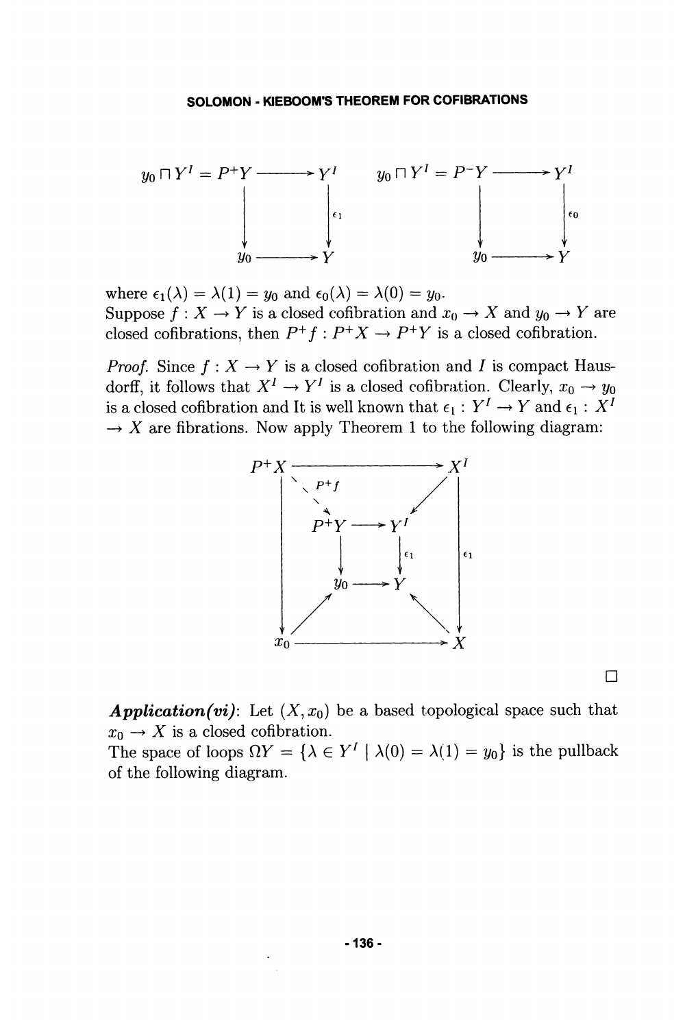$$
\begin{array}{ccc}
y_0 \sqcap Y^I = P^+Y & \longrightarrow & Y^I \\
\downarrow & & \downarrow \epsilon_1 \\
y_0 & \longrightarrow & Y
\end{array}
\qquad
\begin{array}{ccc}
y_0 \sqcap Y^I = P^-Y & \longrightarrow & Y^I \\
\downarrow & & \downarrow \epsilon_0 \\
y_0 & \longrightarrow & Y
\end{array}
$$

where $\epsilon_1(\lambda) = \lambda(1) = y_0$ and $\epsilon_0(\lambda) = \lambda(0) = y_0$.
Suppose $f : X \to Y$ is a closed cofibration and $x_0 \to X$ and $y_0 \to Y$ are closed cofibrations, then $P^+f : P^+X \to P^+Y$ is a closed cofibration.

*Proof.* Since $f : X \to Y$ is a closed cofibration and $I$ is compact Hausdorff, it follows that $X^I \to Y^I$ is a closed cofibration. Clearly, $x_0 \to y_0$ is a closed cofibration and It is well known that $\epsilon_1 : Y^I \to Y$ and $\epsilon_1 : X^I \to X$ are fibrations. Now apply Theorem 1 to the following diagram:

$$
\begin{array}{ccccc}
P^+X & & \longrightarrow & & X^I \\
 & \searrow^{P^+f} & & \swarrow & \\
\downarrow & P^+Y & \longrightarrow & Y^I & \downarrow \epsilon_1 \\
 & \downarrow & & \downarrow \epsilon_1 & \\
 & y_0 & \longrightarrow & Y & \\
 & \nearrow & & \nwarrow & \\
x_0 & & \longrightarrow & & X
\end{array}
$$

□

***Application(vi)***: Let $(X, x_0)$ be a based topological space such that $x_0 \to X$ is a closed cofibration.
The space of loops $\Omega Y = \{\lambda \in Y^I \mid \lambda(0) = \lambda(1) = y_0\}$ is the pullback of the following diagram.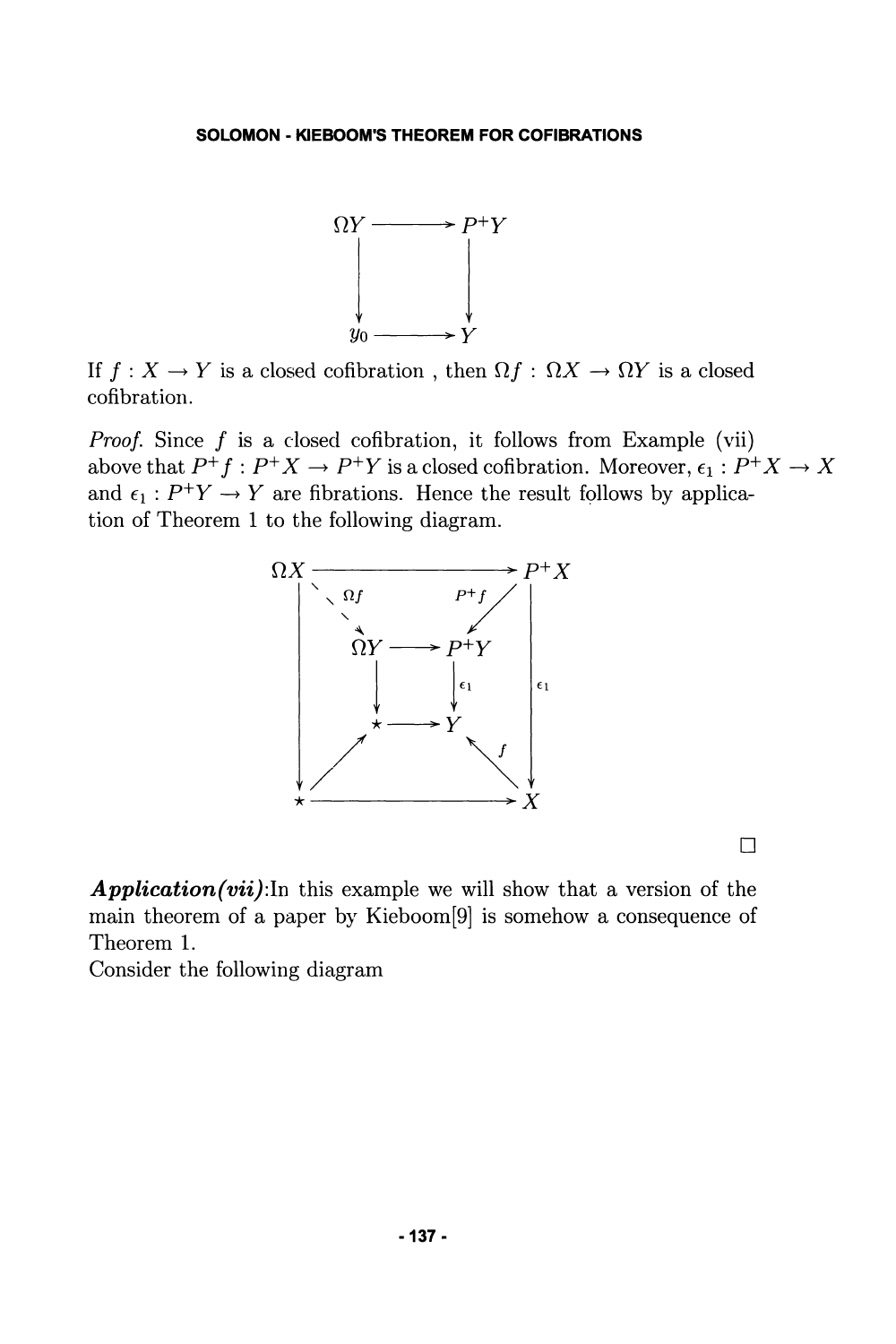$$
\begin{array}{ccc}
\Omega Y & \longrightarrow & P^+Y \\
\downarrow & & \downarrow \\
y_0 & \longrightarrow & Y
\end{array}
$$

If $f : X \to Y$ is a closed cofibration , then $\Omega f : \Omega X \to \Omega Y$ is a closed cofibration.

*Proof.* Since $f$ is a closed cofibration, it follows from Example (vii) above that $P^+f : P^+X \to P^+Y$ is a closed cofibration. Moreover, $\epsilon_1 : P^+X \to X$ and $\epsilon_1 : P^+Y \to Y$ are fibrations. Hence the result follows by application of Theorem 1 to the following diagram.

$$
\begin{array}{ccccc}
\Omega X & & \longrightarrow & & P^+X \\
 & \searrow^{\Omega f} & & \swarrow^{P^+f} & \\
 & \Omega Y & \longrightarrow & P^+Y & \\
\downarrow & \downarrow & & \downarrow \epsilon_1 & \downarrow \epsilon_1 \\
 & \star & \longrightarrow & Y & \\
 & \nearrow & & \nwarrow^{f} & \\
\star & & \longrightarrow & & X
\end{array}
$$

□

***Application(vii)***:In this example we will show that a version of the main theorem of a paper by Kieboom[9] is somehow a consequence of Theorem 1.

Consider the following diagram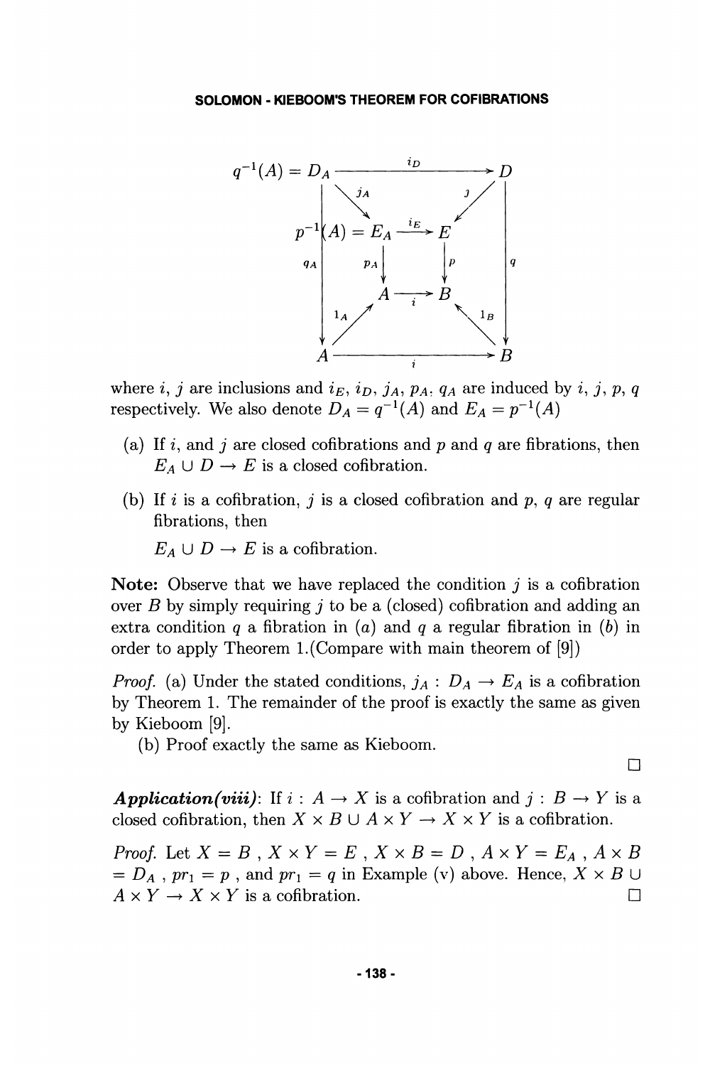$$
\begin{array}{ccccc}
q^{-1}(A) = D_A & & \xrightarrow{\quad i_D \quad} & & D \\
| & \searrow^{j_A} & & \swarrow^{j} & | \\
| & p^{-1}(A) = E_A & \xrightarrow{i_E} & E & | \\
q_A & \downarrow p_A & & \downarrow p & q \\
| & A & \xrightarrow{i} & B & | \\
\downarrow & \nearrow^{1_A} & & \nwarrow^{1_B} & \downarrow \\
A & & \xrightarrow{\quad i \quad} & & B
\end{array}
$$

where $i$, $j$ are inclusions and $i_E$, $i_D$, $j_A$, $p_A$, $q_A$ are induced by $i$, $j$, $p$, $q$ respectively. We also denote $D_A = q^{-1}(A)$ and $E_A = p^{-1}(A)$

(a) If $i$, and $j$ are closed cofibrations and $p$ and $q$ are fibrations, then $E_A \cup D \to E$ is a closed cofibration.

(b) If $i$ is a cofibration, $j$ is a closed cofibration and $p$, $q$ are regular fibrations, then

$E_A \cup D \to E$ is a cofibration.

**Note:** Observe that we have replaced the condition $j$ is a cofibration over $B$ by simply requiring $j$ to be a (closed) cofibration and adding an extra condition $q$ a fibration in $(a)$ and $q$ a regular fibration in $(b)$ in order to apply Theorem 1.(Compare with main theorem of [9])

*Proof.* (a) Under the stated conditions, $j_A : D_A \to E_A$ is a cofibration by Theorem 1. The remainder of the proof is exactly the same as given by Kieboom [9].

(b) Proof exactly the same as Kieboom.

□

***Application(viii)***: If $i : A \to X$ is a cofibration and $j : B \to Y$ is a closed cofibration, then $X \times B \cup A \times Y \to X \times Y$ is a cofibration.

*Proof.* Let $X = B$ , $X \times Y = E$ , $X \times B = D$ , $A \times Y = E_A$ , $A \times B = D_A$ , $pr_1 = p$ , and $pr_1 = q$ in Example (v) above. Hence, $X \times B \cup A \times Y \to X \times Y$ is a cofibration. □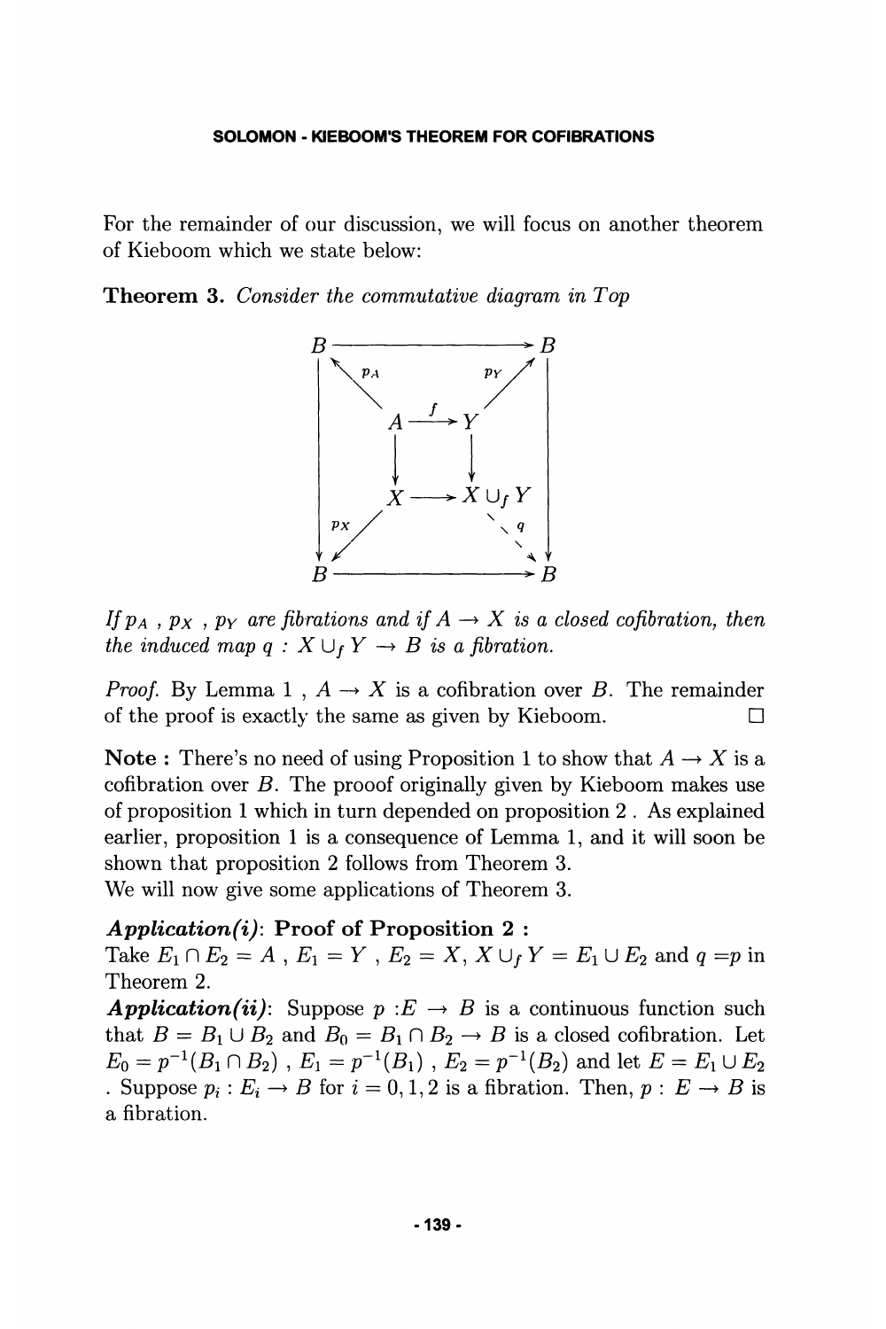For the remainder of our discussion, we will focus on another theorem of Kieboom which we state below:

**Theorem 3.** *Consider the commutative diagram in Top*

$$
\begin{array}{ccccc}
B & \longrightarrow & & \longrightarrow & B \\
 & \nwarrow^{p_A} & & {}^{p_Y}\nearrow & \\
\Big\downarrow & & A \xrightarrow{f} Y & & \Big\downarrow \\
 & & \downarrow \qquad \downarrow & & \\
 & & X \longrightarrow X \cup_f Y & & \\
 & \swarrow_{p_X} & & \searrow_{q} & \\
B & \longrightarrow & & \longrightarrow & B
\end{array}
$$

*If $p_A$ , $p_X$ , $p_Y$ are fibrations and if $A \to X$ is a closed cofibration, then the induced map $q : X \cup_f Y \to B$ is a fibration.*

*Proof.* By Lemma 1 , $A \to X$ is a cofibration over $B$. The remainder of the proof is exactly the same as given by Kieboom. □

**Note :** There's no need of using Proposition 1 to show that $A \to X$ is a cofibration over $B$. The prooof originally given by Kieboom makes use of proposition 1 which in turn depended on proposition 2 . As explained earlier, proposition 1 is a consequence of Lemma 1, and it will soon be shown that proposition 2 follows from Theorem 3.

We will now give some applications of Theorem 3.

***Application(i)***: **Proof of Proposition 2 :**
Take $E_1 \cap E_2 = A$ , $E_1 = Y$ , $E_2 = X$, $X \cup_f Y = E_1 \cup E_2$ and $q = p$ in Theorem 2.

***Application(ii)***: Suppose $p : E \to B$ is a continuous function such that $B = B_1 \cup B_2$ and $B_0 = B_1 \cap B_2 \to B$ is a closed cofibration. Let $E_0 = p^{-1}(B_1 \cap B_2)$ , $E_1 = p^{-1}(B_1)$ , $E_2 = p^{-1}(B_2)$ and let $E = E_1 \cup E_2$ . Suppose $p_i : E_i \to B$ for $i = 0, 1, 2$ is a fibration. Then, $p : E \to B$ is a fibration.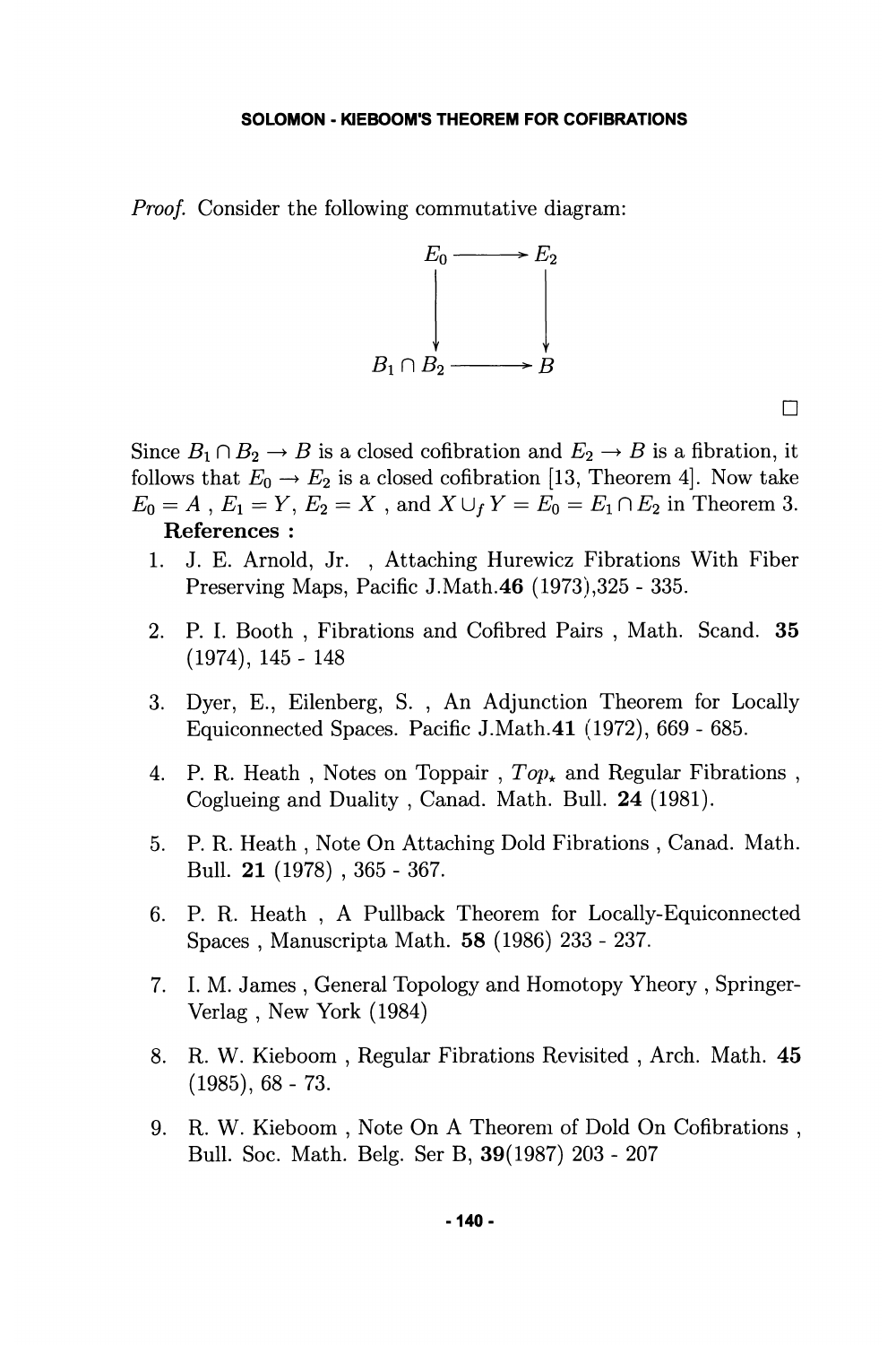*Proof.* Consider the following commutative diagram:

$$\begin{array}{ccc} E_0 & \longrightarrow & E_2 \\ \downarrow & & \downarrow \\ B_1 \cap B_2 & \longrightarrow & B \end{array}$$

□

Since $B_1 \cap B_2 \to B$ is a closed cofibration and $E_2 \to B$ is a fibration, it follows that $E_0 \to E_2$ is a closed cofibration [13, Theorem 4]. Now take $E_0 = A$ , $E_1 = Y$, $E_2 = X$ , and $X \cup_f Y = E_0 = E_1 \cap E_2$ in Theorem 3.

**References :**

1. J. E. Arnold, Jr. , Attaching Hurewicz Fibrations With Fiber Preserving Maps, Pacific J.Math.**46** (1973),325 - 335.
2. P. I. Booth , Fibrations and Cofibred Pairs , Math. Scand. **35** (1974), 145 - 148
3. Dyer, E., Eilenberg, S. , An Adjunction Theorem for Locally Equiconnected Spaces. Pacific J.Math.**41** (1972), 669 - 685.
4. P. R. Heath , Notes on Toppair , $Top_*$ and Regular Fibrations , Coglueing and Duality , Canad. Math. Bull. **24** (1981).
5. P. R. Heath , Note On Attaching Dold Fibrations , Canad. Math. Bull. **21** (1978) , 365 - 367.
6. P. R. Heath , A Pullback Theorem for Locally-Equiconnected Spaces , Manuscripta Math. **58** (1986) 233 - 237.
7. I. M. James , General Topology and Homotopy Yheory , Springer-Verlag , New York (1984)
8. R. W. Kieboom , Regular Fibrations Revisited , Arch. Math. **45** (1985), 68 - 73.
9. R. W. Kieboom , Note On A Theorem of Dold On Cofibrations , Bull. Soc. Math. Belg. Ser B, **39**(1987) 203 - 207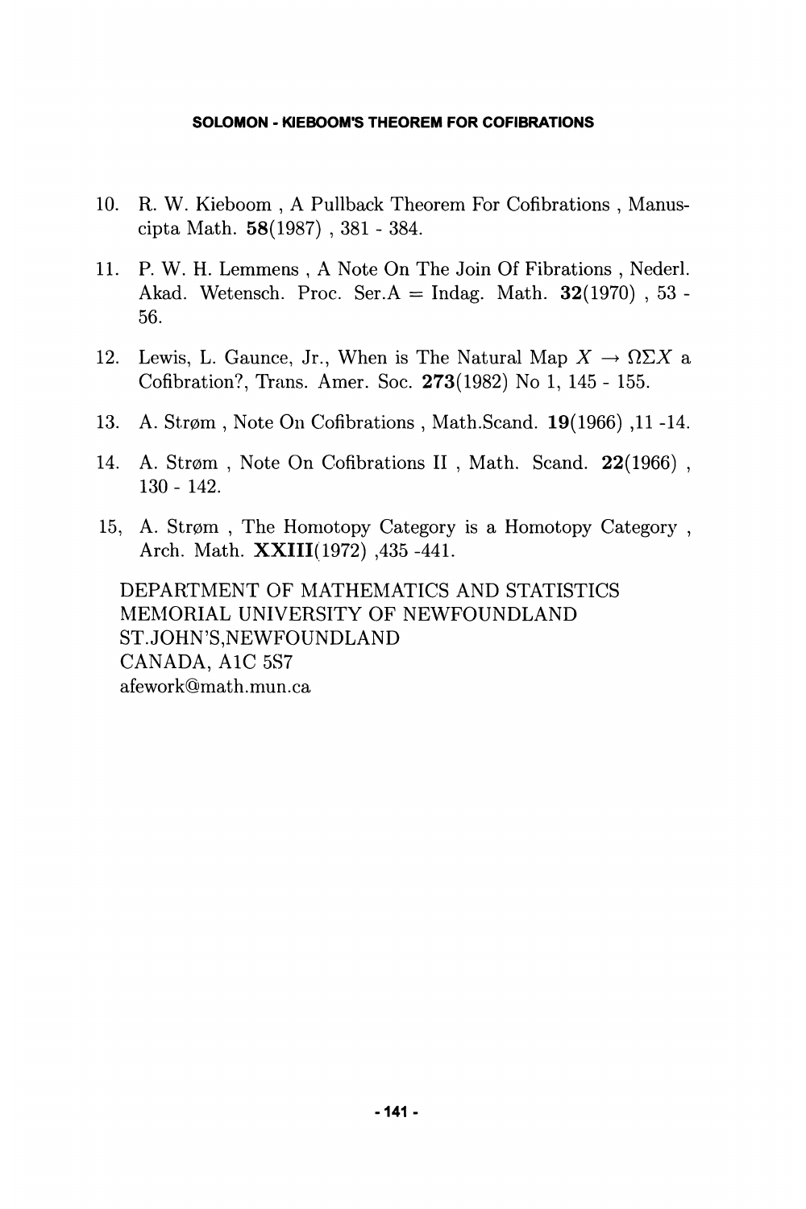10. R. W. Kieboom , A Pullback Theorem For Cofibrations , Manuscipta Math. **58**(1987) , 381 - 384.

11. P. W. H. Lemmens , A Note On The Join Of Fibrations , Nederl. Akad. Wetensch. Proc. Ser.A = Indag. Math. **32**(1970) , 53 - 56.

12. Lewis, L. Gaunce, Jr., When is The Natural Map $X \to \Omega\Sigma X$ a Cofibration?, Trans. Amer. Soc. **273**(1982) No 1, 145 - 155.

13. A. Strøm , Note On Cofibrations , Math.Scand. **19**(1966) ,11 -14.

14. A. Strøm , Note On Cofibrations II , Math. Scand. **22**(1966) , 130 - 142.

15, A. Strøm , The Homotopy Category is a Homotopy Category , Arch. Math. **XXIII**(1972) ,435 -441.

DEPARTMENT OF MATHEMATICS AND STATISTICS
MEMORIAL UNIVERSITY OF NEWFOUNDLAND
ST.JOHN'S,NEWFOUNDLAND
CANADA, A1C 5S7
afework@math.mun.ca